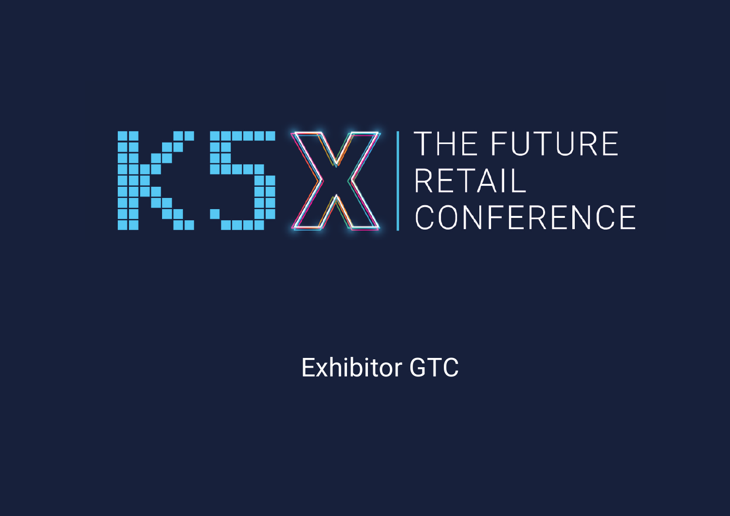# K5X | THE FUTURE RETAIL CONFERENCE

## Exhibitor GTC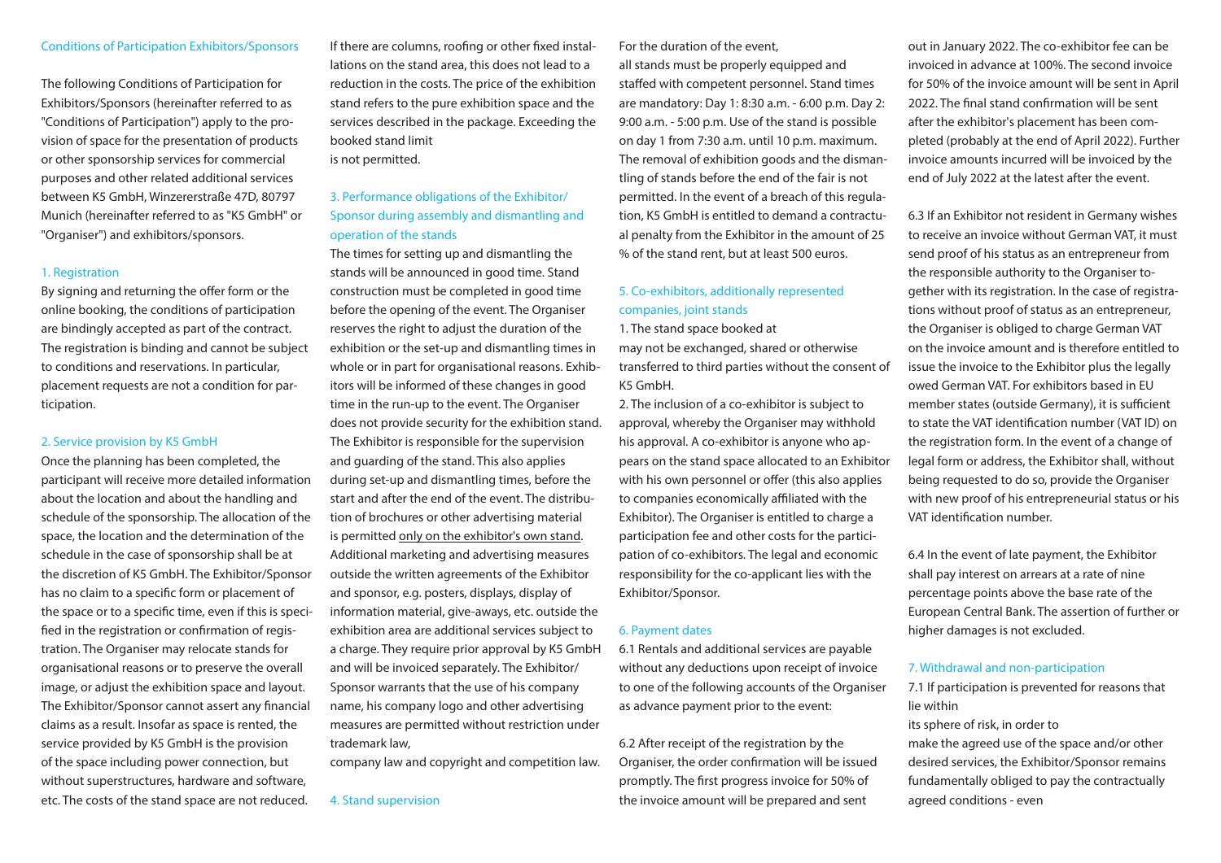## Conditions of Participation Exhibitors/Sponsors

The following Conditions of Participation for Exhibitors/Sponsors (hereinafter referred to as "Conditions of Participation") apply to the provision of space for the presentation of products or other sponsorship services for commercial purposes and other related additional services between K5 GmbH, Winzererstraße 47D, 80797 Munich (hereinafter referred to as "K5 GmbH" or "Organiser") and exhibitors/sponsors.

### 1. Registration

By signing and returning the offer form or the online booking, the conditions of participation are bindingly accepted as part of the contract. The registration is binding and cannot be subject to conditions and reservations. In particular, placement requests are not a condition for participation.

### 2. Service provision by K5 GmbH

Once the planning has been completed, the participant will receive more detailed information about the location and about the handling and schedule of the sponsorship. The allocation of the space, the location and the determination of the schedule in the case of sponsorship shall be at the discretion of K5 GmbH. The Exhibitor/Sponsor has no claim to a specific form or placement of the space or to a specific time, even if this is specified in the registration or confirmation of registration. The Organiser may relocate stands for organisational reasons or to preserve the overall image, or adjust the exhibition space and layout. The Exhibitor/Sponsor cannot assert any financial claims as a result. Insofar as space is rented, the service provided by K5 GmbH is the provision of the space including power connection, but without superstructures, hardware and software, etc. The costs of the stand space are not reduced. If there are columns, roofing or other fixed installations on the stand area, this does not lead to a reduction in the costs. The price of the exhibition stand refers to the pure exhibition space and the services described in the package. Exceeding the booked stand limit is not permitted.

### 3. Performance obligations of the Exhibitor/Sponsor during assembly and dismantling and operation of the stands

The times for setting up and dismantling the stands will be announced in good time. Stand construction must be completed in good time before the opening of the event. The Organiser reserves the right to adjust the duration of the exhibition or the set-up and dismantling times in whole or in part for organisational reasons. Exhibitors will be informed of these changes in good time in the run-up to the event. The Organiser does not provide security for the exhibition stand. The Exhibitor is responsible for the supervision and guarding of the stand. This also applies during set-up and dismantling times, before the start and after the end of the event. The distribution of brochures or other advertising material is permitted only on the exhibitor's own stand. Additional marketing and advertising measures outside the written agreements of the Exhibitor and sponsor, e.g. posters, displays, display of information material, give-aways, etc. outside the exhibition area are additional services subject to a charge. They require prior approval by K5 GmbH and will be invoiced separately. The Exhibitor/Sponsor warrants that the use of his company name, his company logo and other advertising measures are permitted without restriction under trademark law, company law and copyright and competition law.

### 4. Stand supervision

For the duration of the event, all stands must be properly equipped and staffed with competent personnel. Stand times are mandatory: Day 1: 8:30 a.m. - 6:00 p.m. Day 2: 9:00 a.m. - 5:00 p.m. Use of the stand is possible on day 1 from 7:30 a.m. until 10 p.m. maximum. The removal of exhibition goods and the dismantling of stands before the end of the fair is not permitted. In the event of a breach of this regulation, K5 GmbH is entitled to demand a contractual penalty from the Exhibitor in the amount of 25 % of the stand rent, but at least 500 euros.

### 5. Co-exhibitors, additionally represented companies, joint stands

1. The stand space booked at may not be exchanged, shared or otherwise transferred to third parties without the consent of K5 GmbH.
2. The inclusion of a co-exhibitor is subject to approval, whereby the Organiser may withhold his approval. A co-exhibitor is anyone who appears on the stand space allocated to an Exhibitor with his own personnel or offer (this also applies to companies economically affiliated with the Exhibitor). The Organiser is entitled to charge a participation fee and other costs for the participation of co-exhibitors. The legal and economic responsibility for the co-applicant lies with the Exhibitor/Sponsor.

### 6. Payment dates

6.1 Rentals and additional services are payable without any deductions upon receipt of invoice to one of the following accounts of the Organiser as advance payment prior to the event:

6.2 After receipt of the registration by the Organiser, the order confirmation will be issued promptly. The first progress invoice for 50% of the invoice amount will be prepared and sent out in January 2022. The co-exhibitor fee can be invoiced in advance at 100%. The second invoice for 50% of the invoice amount will be sent in April 2022. The final stand confirmation will be sent after the exhibitor's placement has been completed (probably at the end of April 2022). Further invoice amounts incurred will be invoiced by the end of July 2022 at the latest after the event.

6.3 If an Exhibitor not resident in Germany wishes to receive an invoice without German VAT, it must send proof of his status as an entrepreneur from the responsible authority to the Organiser together with its registration. In the case of registrations without proof of status as an entrepreneur, the Organiser is obliged to charge German VAT on the invoice amount and is therefore entitled to issue the invoice to the Exhibitor plus the legally owed German VAT. For exhibitors based in EU member states (outside Germany), it is sufficient to state the VAT identification number (VAT ID) on the registration form. In the event of a change of legal form or address, the Exhibitor shall, without being requested to do so, provide the Organiser with new proof of his entrepreneurial status or his VAT identification number.

6.4 In the event of late payment, the Exhibitor shall pay interest on arrears at a rate of nine percentage points above the base rate of the European Central Bank. The assertion of further or higher damages is not excluded.

### 7. Withdrawal and non-participation

7.1 If participation is prevented for reasons that lie within its sphere of risk, in order to make the agreed use of the space and/or other desired services, the Exhibitor/Sponsor remains fundamentally obliged to pay the contractually agreed conditions - even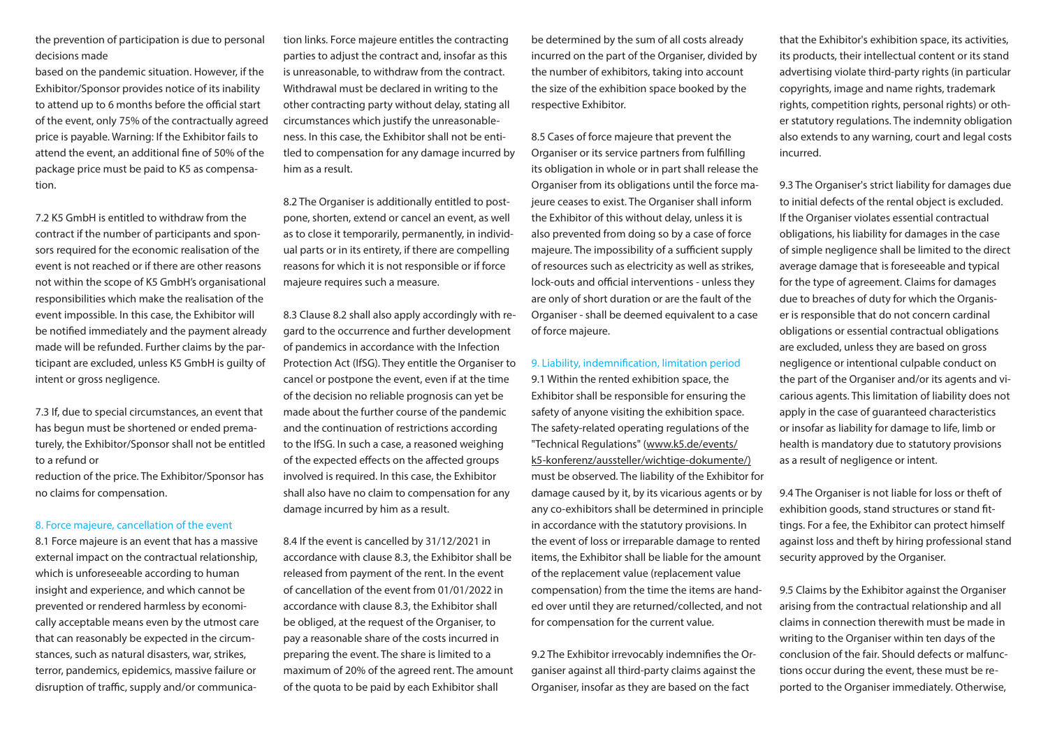the prevention of participation is due to personal decisions made

based on the pandemic situation. However, if the Exhibitor/Sponsor provides notice of its inability to attend up to 6 months before the official start of the event, only 75% of the contractually agreed price is payable. Warning: If the Exhibitor fails to attend the event, an additional fine of 50% of the package price must be paid to K5 as compensation.

7.2 K5 GmbH is entitled to withdraw from the contract if the number of participants and sponsors required for the economic realisation of the event is not reached or if there are other reasons not within the scope of K5 GmbH's organisational responsibilities which make the realisation of the event impossible. In this case, the Exhibitor will be notified immediately and the payment already made will be refunded. Further claims by the participant are excluded, unless K5 GmbH is guilty of intent or gross negligence.

7.3 If, due to special circumstances, an event that has begun must be shortened or ended prematurely, the Exhibitor/Sponsor shall not be entitled to a refund or

reduction of the price. The Exhibitor/Sponsor has no claims for compensation.

## 8. Force majeure, cancellation of the event

8.1 Force majeure is an event that has a massive external impact on the contractual relationship, which is unforeseeable according to human insight and experience, and which cannot be prevented or rendered harmless by economically acceptable means even by the utmost care that can reasonably be expected in the circumstances, such as natural disasters, war, strikes, terror, pandemics, epidemics, massive failure or disruption of traffic, supply and/or communication links. Force majeure entitles the contracting parties to adjust the contract and, insofar as this is unreasonable, to withdraw from the contract. Withdrawal must be declared in writing to the other contracting party without delay, stating all circumstances which justify the unreasonableness. In this case, the Exhibitor shall not be entitled to compensation for any damage incurred by him as a result.

8.2 The Organiser is additionally entitled to postpone, shorten, extend or cancel an event, as well as to close it temporarily, permanently, in individual parts or in its entirety, if there are compelling reasons for which it is not responsible or if force majeure requires such a measure.

8.3 Clause 8.2 shall also apply accordingly with regard to the occurrence and further development of pandemics in accordance with the Infection Protection Act (IfSG). They entitle the Organiser to cancel or postpone the event, even if at the time of the decision no reliable prognosis can yet be made about the further course of the pandemic and the continuation of restrictions according to the IfSG. In such a case, a reasoned weighing of the expected effects on the affected groups involved is required. In this case, the Exhibitor shall also have no claim to compensation for any damage incurred by him as a result.

8.4 If the event is cancelled by 31/12/2021 in accordance with clause 8.3, the Exhibitor shall be released from payment of the rent. In the event of cancellation of the event from 01/01/2022 in accordance with clause 8.3, the Exhibitor shall be obliged, at the request of the Organiser, to pay a reasonable share of the costs incurred in preparing the event. The share is limited to a maximum of 20% of the agreed rent. The amount of the quota to be paid by each Exhibitor shall be determined by the sum of all costs already incurred on the part of the Organiser, divided by the number of exhibitors, taking into account the size of the exhibition space booked by the respective Exhibitor.

8.5 Cases of force majeure that prevent the Organiser or its service partners from fulfilling its obligation in whole or in part shall release the Organiser from its obligations until the force majeure ceases to exist. The Organiser shall inform the Exhibitor of this without delay, unless it is also prevented from doing so by a case of force majeure. The impossibility of a sufficient supply of resources such as electricity as well as strikes, lock-outs and official interventions - unless they are only of short duration or are the fault of the Organiser - shall be deemed equivalent to a case of force majeure.

## 9. Liability, indemnification, limitation period

9.1 Within the rented exhibition space, the Exhibitor shall be responsible for ensuring the safety of anyone visiting the exhibition space. The safety-related operating regulations of the "Technical Regulations" (www.k5.de/events/k5-konferenz/aussteller/wichtige-dokumente/) must be observed. The liability of the Exhibitor for damage caused by it, by its vicarious agents or by any co-exhibitors shall be determined in principle in accordance with the statutory provisions. In the event of loss or irreparable damage to rented items, the Exhibitor shall be liable for the amount of the replacement value (replacement value compensation) from the time the items are handed over until they are returned/collected, and not for compensation for the current value.

9.2 The Exhibitor irrevocably indemnifies the Organiser against all third-party claims against the Organiser, insofar as they are based on the fact that the Exhibitor's exhibition space, its activities, its products, their intellectual content or its stand advertising violate third-party rights (in particular copyrights, image and name rights, trademark rights, competition rights, personal rights) or other statutory regulations. The indemnity obligation also extends to any warning, court and legal costs incurred.

9.3 The Organiser's strict liability for damages due to initial defects of the rental object is excluded. If the Organiser violates essential contractual obligations, his liability for damages in the case of simple negligence shall be limited to the direct average damage that is foreseeable and typical for the type of agreement. Claims for damages due to breaches of duty for which the Organiser is responsible that do not concern cardinal obligations or essential contractual obligations are excluded, unless they are based on gross negligence or intentional culpable conduct on the part of the Organiser and/or its agents and vicarious agents. This limitation of liability does not apply in the case of guaranteed characteristics or insofar as liability for damage to life, limb or health is mandatory due to statutory provisions as a result of negligence or intent.

9.4 The Organiser is not liable for loss or theft of exhibition goods, stand structures or stand fittings. For a fee, the Exhibitor can protect himself against loss and theft by hiring professional stand security approved by the Organiser.

9.5 Claims by the Exhibitor against the Organiser arising from the contractual relationship and all claims in connection therewith must be made in writing to the Organiser within ten days of the conclusion of the fair. Should defects or malfunctions occur during the event, these must be reported to the Organiser immediately. Otherwise,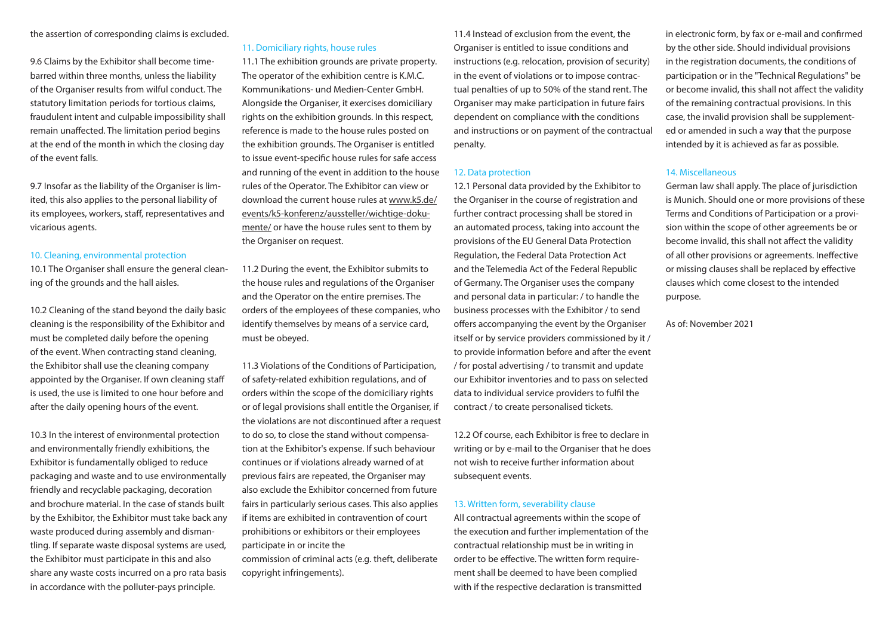the assertion of corresponding claims is excluded.

9.6 Claims by the Exhibitor shall become time-barred within three months, unless the liability of the Organiser results from wilful conduct. The statutory limitation periods for tortious claims, fraudulent intent and culpable impossibility shall remain unaffected. The limitation period begins at the end of the month in which the closing day of the event falls.

9.7 Insofar as the liability of the Organiser is limited, this also applies to the personal liability of its employees, workers, staff, representatives and vicarious agents.

## 10. Cleaning, environmental protection

10.1 The Organiser shall ensure the general cleaning of the grounds and the hall aisles.

10.2 Cleaning of the stand beyond the daily basic cleaning is the responsibility of the Exhibitor and must be completed daily before the opening of the event. When contracting stand cleaning, the Exhibitor shall use the cleaning company appointed by the Organiser. If own cleaning staff is used, the use is limited to one hour before and after the daily opening hours of the event.

10.3 In the interest of environmental protection and environmentally friendly exhibitions, the Exhibitor is fundamentally obliged to reduce packaging and waste and to use environmentally friendly and recyclable packaging, decoration and brochure material. In the case of stands built by the Exhibitor, the Exhibitor must take back any waste produced during assembly and dismantling. If separate waste disposal systems are used, the Exhibitor must participate in this and also share any waste costs incurred on a pro rata basis in accordance with the polluter-pays principle.

## 11. Domiciliary rights, house rules

11.1 The exhibition grounds are private property. The operator of the exhibition centre is K.M.C. Kommunikations- und Medien-Center GmbH. Alongside the Organiser, it exercises domiciliary rights on the exhibition grounds. In this respect, reference is made to the house rules posted on the exhibition grounds. The Organiser is entitled to issue event-specific house rules for safe access and running of the event in addition to the house rules of the Operator. The Exhibitor can view or download the current house rules at www.k5.de/events/k5-konferenz/aussteller/wichtige-dokumente/ or have the house rules sent to them by the Organiser on request.

11.2 During the event, the Exhibitor submits to the house rules and regulations of the Organiser and the Operator on the entire premises. The orders of the employees of these companies, who identify themselves by means of a service card, must be obeyed.

11.3 Violations of the Conditions of Participation, of safety-related exhibition regulations, and of orders within the scope of the domiciliary rights or of legal provisions shall entitle the Organiser, if the violations are not discontinued after a request to do so, to close the stand without compensation at the Exhibitor's expense. If such behaviour continues or if violations already warned of at previous fairs are repeated, the Organiser may also exclude the Exhibitor concerned from future fairs in particularly serious cases. This also applies if items are exhibited in contravention of court prohibitions or exhibitors or their employees participate in or incite the commission of criminal acts (e.g. theft, deliberate copyright infringements).

11.4 Instead of exclusion from the event, the Organiser is entitled to issue conditions and instructions (e.g. relocation, provision of security) in the event of violations or to impose contractual penalties of up to 50% of the stand rent. The Organiser may make participation in future fairs dependent on compliance with the conditions and instructions or on payment of the contractual penalty.

## 12. Data protection

12.1 Personal data provided by the Exhibitor to the Organiser in the course of registration and further contract processing shall be stored in an automated process, taking into account the provisions of the EU General Data Protection Regulation, the Federal Data Protection Act and the Telemedia Act of the Federal Republic of Germany. The Organiser uses the company and personal data in particular: / to handle the business processes with the Exhibitor / to send offers accompanying the event by the Organiser itself or by service providers commissioned by it / to provide information before and after the event / for postal advertising / to transmit and update our Exhibitor inventories and to pass on selected data to individual service providers to fulfil the contract / to create personalised tickets.

12.2 Of course, each Exhibitor is free to declare in writing or by e-mail to the Organiser that he does not wish to receive further information about subsequent events.

## 13. Written form, severability clause

All contractual agreements within the scope of the execution and further implementation of the contractual relationship must be in writing in order to be effective. The written form requirement shall be deemed to have been complied with if the respective declaration is transmitted in electronic form, by fax or e-mail and confirmed by the other side. Should individual provisions in the registration documents, the conditions of participation or in the "Technical Regulations" be or become invalid, this shall not affect the validity of the remaining contractual provisions. In this case, the invalid provision shall be supplemented or amended in such a way that the purpose intended by it is achieved as far as possible.

## 14. Miscellaneous

German law shall apply. The place of jurisdiction is Munich. Should one or more provisions of these Terms and Conditions of Participation or a provision within the scope of other agreements be or become invalid, this shall not affect the validity of all other provisions or agreements. Ineffective or missing clauses shall be replaced by effective clauses which come closest to the intended purpose.

As of: November 2021